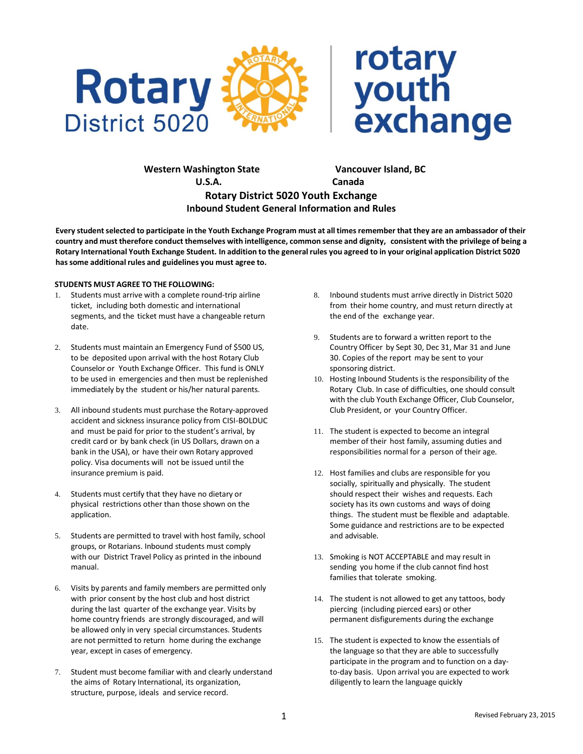Rotary District 5020

rotary youth exchange

**Western Washington State U.S.A.** | **Vancouver Island, BC Canada**

# Rotary District 5020 Youth Exchange
## Inbound Student General Information and Rules

**Every student selected to participate in the Youth Exchange Program must at all times remember that they are an ambassador of their country and must therefore conduct themselves with intelligence, common sense and dignity, consistent with the privilege of being a Rotary International Youth Exchange Student. In addition to the general rules you agreed to in your original application District 5020 has some additional rules and guidelines you must agree to.**

**STUDENTS MUST AGREE TO THE FOLLOWING:**

1. Students must arrive with a complete round-trip airline ticket, including both domestic and international segments, and the ticket must have a changeable return date.

2. Students must maintain an Emergency Fund of $500 US, to be deposited upon arrival with the host Rotary Club Counselor or Youth Exchange Officer. This fund is ONLY to be used in emergencies and then must be replenished immediately by the student or his/her natural parents.

3. All inbound students must purchase the Rotary-approved accident and sickness insurance policy from CISI-BOLDUC and must be paid for prior to the student's arrival, by credit card or by bank check (in US Dollars, drawn on a bank in the USA), or have their own Rotary approved policy. Visa documents will not be issued until the insurance premium is paid.

4. Students must certify that they have no dietary or physical restrictions other than those shown on the application.

5. Students are permitted to travel with host family, school groups, or Rotarians. Inbound students must comply with our District Travel Policy as printed in the inbound manual.

6. Visits by parents and family members are permitted only with prior consent by the host club and host district during the last quarter of the exchange year. Visits by home country friends are strongly discouraged, and will be allowed only in very special circumstances. Students are not permitted to return home during the exchange year, except in cases of emergency.

7. Student must become familiar with and clearly understand the aims of Rotary International, its organization, structure, purpose, ideals and service record.

8. Inbound students must arrive directly in District 5020 from their home country, and must return directly at the end of the exchange year.

9. Students are to forward a written report to the Country Officer by Sept 30, Dec 31, Mar 31 and June 30. Copies of the report may be sent to your sponsoring district.

10. Hosting Inbound Students is the responsibility of the Rotary Club. In case of difficulties, one should consult with the club Youth Exchange Officer, Club Counselor, Club President, or your Country Officer.

11. The student is expected to become an integral member of their host family, assuming duties and responsibilities normal for a person of their age.

12. Host families and clubs are responsible for you socially, spiritually and physically. The student should respect their wishes and requests. Each society has its own customs and ways of doing things. The student must be flexible and adaptable. Some guidance and restrictions are to be expected and advisable.

13. Smoking is NOT ACCEPTABLE and may result in sending you home if the club cannot find host families that tolerate smoking.

14. The student is not allowed to get any tattoos, body piercing (including pierced ears) or other permanent disfigurements during the exchange

15. The student is expected to know the essentials of the language so that they are able to successfully participate in the program and to function on a day-to-day basis. Upon arrival you are expected to work diligently to learn the language quickly

Revised February 23, 2015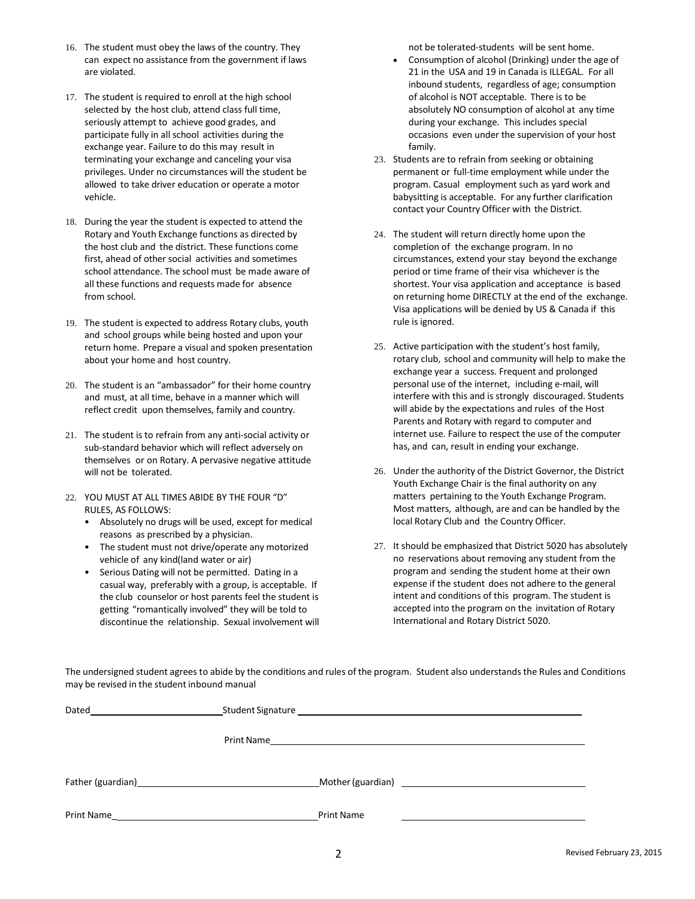16. The student must obey the laws of the country. They can expect no assistance from the government if laws are violated.

17. The student is required to enroll at the high school selected by the host club, attend class full time, seriously attempt to achieve good grades, and participate fully in all school activities during the exchange year. Failure to do this may result in terminating your exchange and canceling your visa privileges. Under no circumstances will the student be allowed to take driver education or operate a motor vehicle.

18. During the year the student is expected to attend the Rotary and Youth Exchange functions as directed by the host club and the district. These functions come first, ahead of other social activities and sometimes school attendance. The school must be made aware of all these functions and requests made for absence from school.

19. The student is expected to address Rotary clubs, youth and school groups while being hosted and upon your return home. Prepare a visual and spoken presentation about your home and host country.

20. The student is an "ambassador" for their home country and must, at all time, behave in a manner which will reflect credit upon themselves, family and country.

21. The student is to refrain from any anti-social activity or sub-standard behavior which will reflect adversely on themselves or on Rotary. A pervasive negative attitude will not be tolerated.

22. YOU MUST AT ALL TIMES ABIDE BY THE FOUR "D" RULES, AS FOLLOWS:
    - Absolutely no drugs will be used, except for medical reasons as prescribed by a physician.
    - The student must not drive/operate any motorized vehicle of any kind(land water or air)
    - Serious Dating will not be permitted. Dating in a casual way, preferably with a group, is acceptable. If the club counselor or host parents feel the student is getting "romantically involved" they will be told to discontinue the relationship. Sexual involvement will not be tolerated-students will be sent home.
    - Consumption of alcohol (Drinking) under the age of 21 in the USA and 19 in Canada is ILLEGAL. For all inbound students, regardless of age; consumption of alcohol is NOT acceptable. There is to be absolutely NO consumption of alcohol at any time during your exchange. This includes special occasions even under the supervision of your host family.

23. Students are to refrain from seeking or obtaining permanent or full-time employment while under the program. Casual employment such as yard work and babysitting is acceptable. For any further clarification contact your Country Officer with the District.

24. The student will return directly home upon the completion of the exchange program. In no circumstances, extend your stay beyond the exchange period or time frame of their visa whichever is the shortest. Your visa application and acceptance is based on returning home DIRECTLY at the end of the exchange. Visa applications will be denied by US & Canada if this rule is ignored.

25. Active participation with the student's host family, rotary club, school and community will help to make the exchange year a success. Frequent and prolonged personal use of the internet, including e-mail, will interfere with this and is strongly discouraged. Students will abide by the expectations and rules of the Host Parents and Rotary with regard to computer and internet use. Failure to respect the use of the computer has, and can, result in ending your exchange.

26. Under the authority of the District Governor, the District Youth Exchange Chair is the final authority on any matters pertaining to the Youth Exchange Program. Most matters, although, are and can be handled by the local Rotary Club and the Country Officer.

27. It should be emphasized that District 5020 has absolutely no reservations about removing any student from the program and sending the student home at their own expense if the student does not adhere to the general intent and conditions of this program. The student is accepted into the program on the invitation of Rotary International and Rotary District 5020.

The undersigned student agrees to abide by the conditions and rules of the program. Student also understands the Rules and Conditions may be revised in the student inbound manual

Dated\_\_\_\_\_\_\_\_\_\_\_\_\_\_\_\_\_\_\_\_ Student Signature \_\_\_\_\_\_\_\_\_\_\_\_\_\_\_\_\_\_\_\_\_\_\_\_\_\_\_\_\_\_\_\_\_\_\_\_\_\_

Print Name\_\_\_\_\_\_\_\_\_\_\_\_\_\_\_\_\_\_\_\_\_\_\_\_\_\_\_\_\_\_\_\_\_\_\_\_\_\_\_\_

Father (guardian)\_\_\_\_\_\_\_\_\_\_\_\_\_\_\_\_\_\_\_\_\_\_\_\_\_\_ Mother (guardian) \_\_\_\_\_\_\_\_\_\_\_\_\_\_\_\_\_\_\_\_\_\_\_\_\_\_

Print Name\_\_\_\_\_\_\_\_\_\_\_\_\_\_\_\_\_\_\_\_\_\_\_\_\_\_\_\_\_\_ Print Name \_\_\_\_\_\_\_\_\_\_\_\_\_\_\_\_\_\_\_\_\_\_\_\_\_\_

Revised February 23, 2015